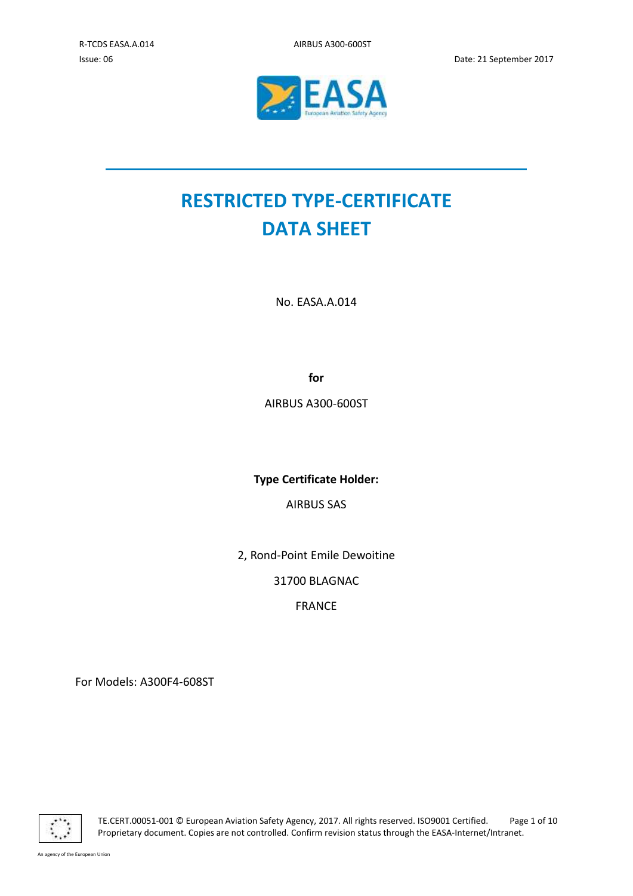# RESTRICTED TYPE-CERTIFICATE DATA SHEET

No. EASA.A.014

**for**

AIRBUS A300-600ST

**Type Certificate Holder:**

AIRBUS SAS

2, Rond-Point Emile Dewoitine

31700 BLAGNAC

FRANCE

For Models: A300F4-608ST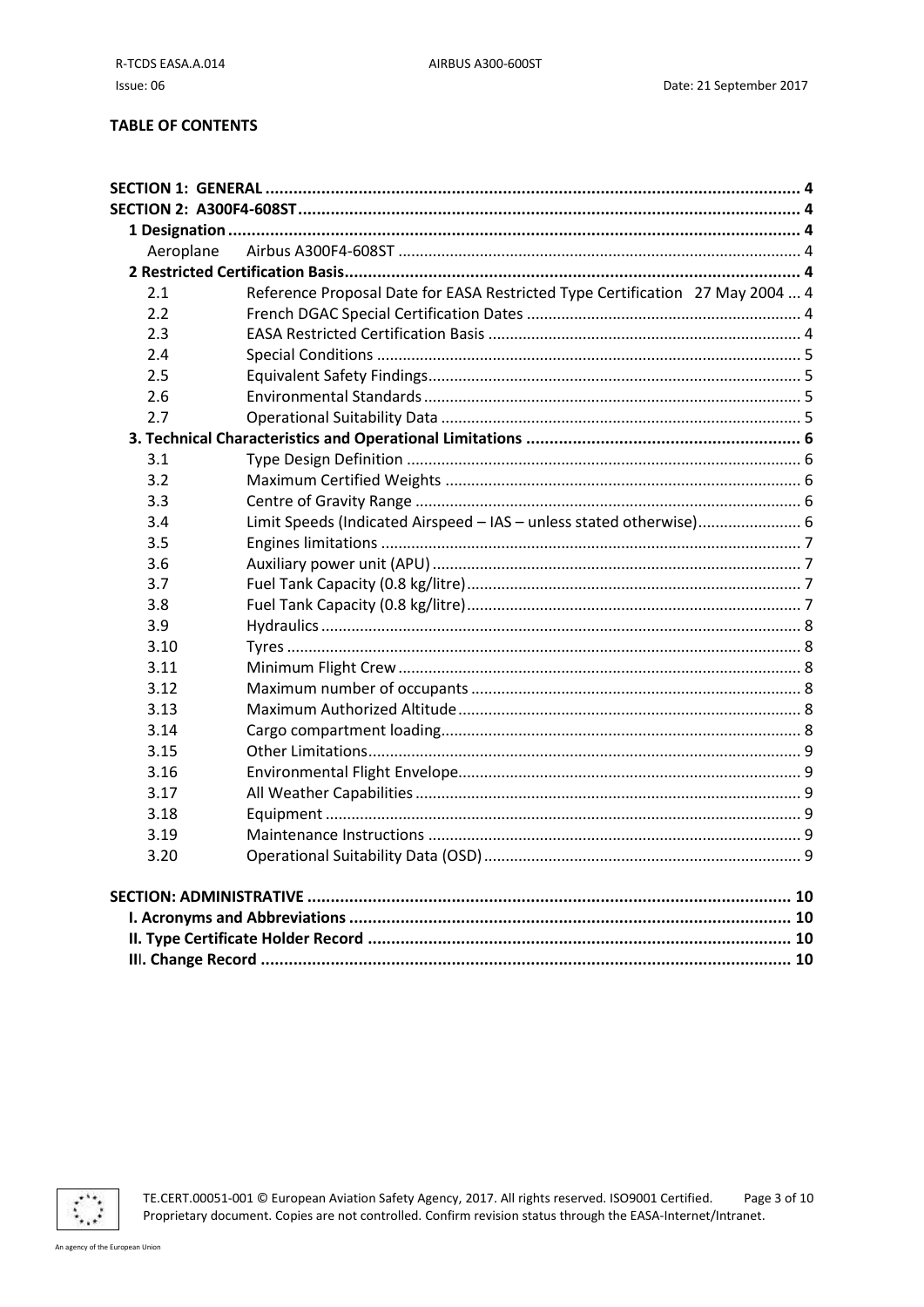**TABLE OF CONTENTS**

| | | |
|---|---|---|
| **SECTION 1: GENERAL** | | **4** |
| **SECTION 2: A300F4-608ST** | | **4** |
| **1 Designation** | | **4** |
| Aeroplane | Airbus A300F4-608ST | 4 |
| **2 Restricted Certification Basis** | | **4** |
| 2.1 | Reference Proposal Date for EASA Restricted Type Certification 27 May 2004 | 4 |
| 2.2 | French DGAC Special Certification Dates | 4 |
| 2.3 | EASA Restricted Certification Basis | 4 |
| 2.4 | Special Conditions | 5 |
| 2.5 | Equivalent Safety Findings | 5 |
| 2.6 | Environmental Standards | 5 |
| 2.7 | Operational Suitability Data | 5 |
| **3. Technical Characteristics and Operational Limitations** | | **6** |
| 3.1 | Type Design Definition | 6 |
| 3.2 | Maximum Certified Weights | 6 |
| 3.3 | Centre of Gravity Range | 6 |
| 3.4 | Limit Speeds (Indicated Airspeed – IAS – unless stated otherwise) | 6 |
| 3.5 | Engines limitations | 7 |
| 3.6 | Auxiliary power unit (APU) | 7 |
| 3.7 | Fuel Tank Capacity (0.8 kg/litre) | 7 |
| 3.8 | Fuel Tank Capacity (0.8 kg/litre) | 7 |
| 3.9 | Hydraulics | 8 |
| 3.10 | Tyres | 8 |
| 3.11 | Minimum Flight Crew | 8 |
| 3.12 | Maximum number of occupants | 8 |
| 3.13 | Maximum Authorized Altitude | 8 |
| 3.14 | Cargo compartment loading | 8 |
| 3.15 | Other Limitations | 9 |
| 3.16 | Environmental Flight Envelope | 9 |
| 3.17 | All Weather Capabilities | 9 |
| 3.18 | Equipment | 9 |
| 3.19 | Maintenance Instructions | 9 |
| 3.20 | Operational Suitability Data (OSD) | 9 |
| **SECTION: ADMINISTRATIVE** | | **10** |
| **I. Acronyms and Abbreviations** | | **10** |
| **II. Type Certificate Holder Record** | | **10** |
| **III. Change Record** | | **10** |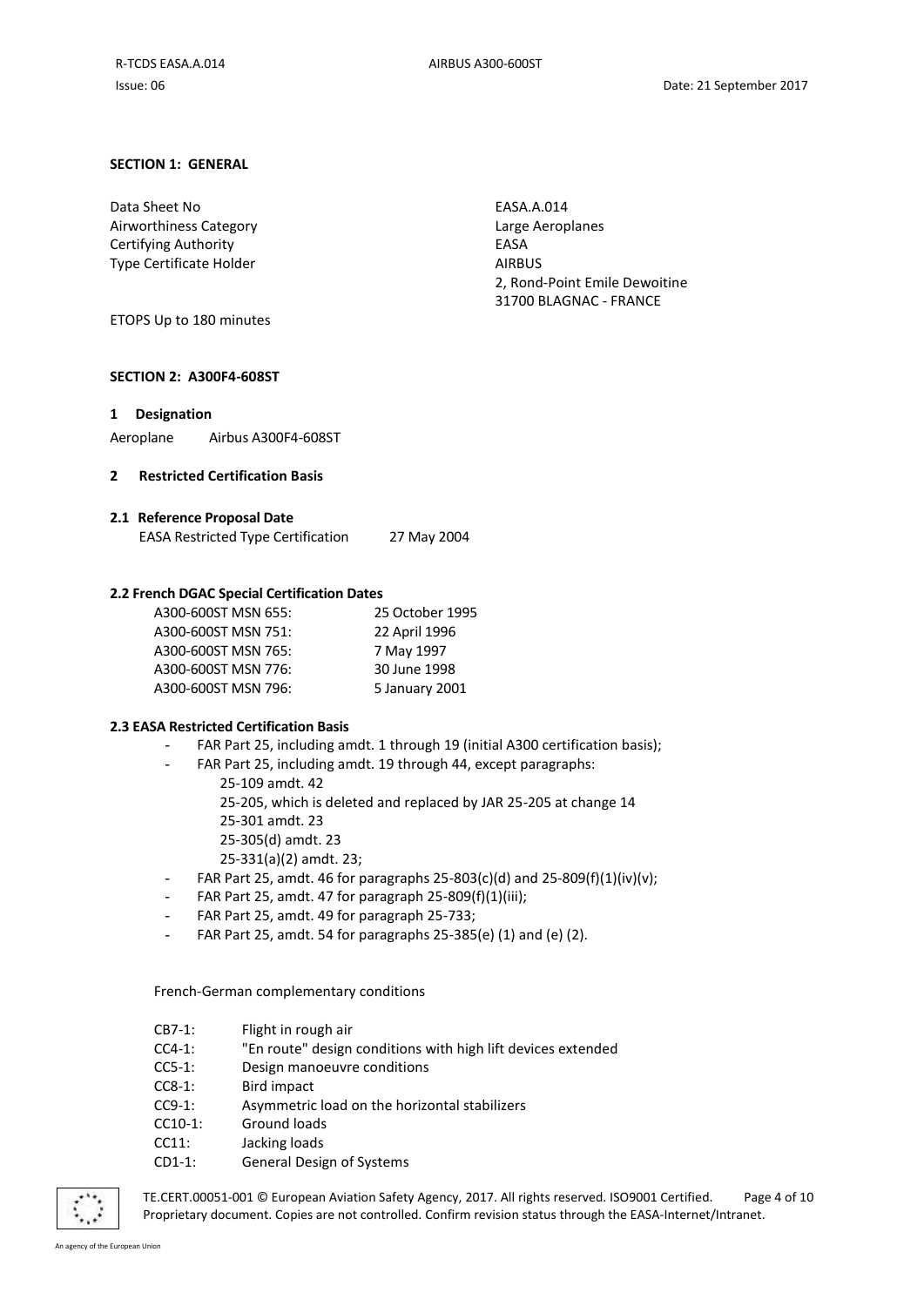**SECTION 1: GENERAL**

| | |
|---|---|
| Data Sheet No | EASA.A.014 |
| Airworthiness Category | Large Aeroplanes |
| Certifying Authority | EASA |
| Type Certificate Holder | AIRBUS<br>2, Rond-Point Emile Dewoitine<br>31700 BLAGNAC - FRANCE |

ETOPS Up to 180 minutes

**SECTION 2: A300F4-608ST**

**1 Designation**

Aeroplane Airbus A300F4-608ST

**2 Restricted Certification Basis**

**2.1 Reference Proposal Date**

EASA Restricted Type Certification 27 May 2004

**2.2 French DGAC Special Certification Dates**

| | |
|---|---|
| A300-600ST MSN 655: | 25 October 1995 |
| A300-600ST MSN 751: | 22 April 1996 |
| A300-600ST MSN 765: | 7 May 1997 |
| A300-600ST MSN 776: | 30 June 1998 |
| A300-600ST MSN 796: | 5 January 2001 |

**2.3 EASA Restricted Certification Basis**

- FAR Part 25, including amdt. 1 through 19 (initial A300 certification basis);
- FAR Part 25, including amdt. 19 through 44, except paragraphs:
  - 25-109 amdt. 42
  - 25-205, which is deleted and replaced by JAR 25-205 at change 14
  - 25-301 amdt. 23
  - 25-305(d) amdt. 23
  - 25-331(a)(2) amdt. 23;
- FAR Part 25, amdt. 46 for paragraphs 25-803(c)(d) and 25-809(f)(1)(iv)(v);
- FAR Part 25, amdt. 47 for paragraph 25-809(f)(1)(iii);
- FAR Part 25, amdt. 49 for paragraph 25-733;
- FAR Part 25, amdt. 54 for paragraphs 25-385(e) (1) and (e) (2).

French-German complementary conditions

| | |
|---|---|
| CB7-1: | Flight in rough air |
| CC4-1: | "En route" design conditions with high lift devices extended |
| CC5-1: | Design manoeuvre conditions |
| CC8-1: | Bird impact |
| CC9-1: | Asymmetric load on the horizontal stabilizers |
| CC10-1: | Ground loads |
| CC11: | Jacking loads |
| CD1-1: | General Design of Systems |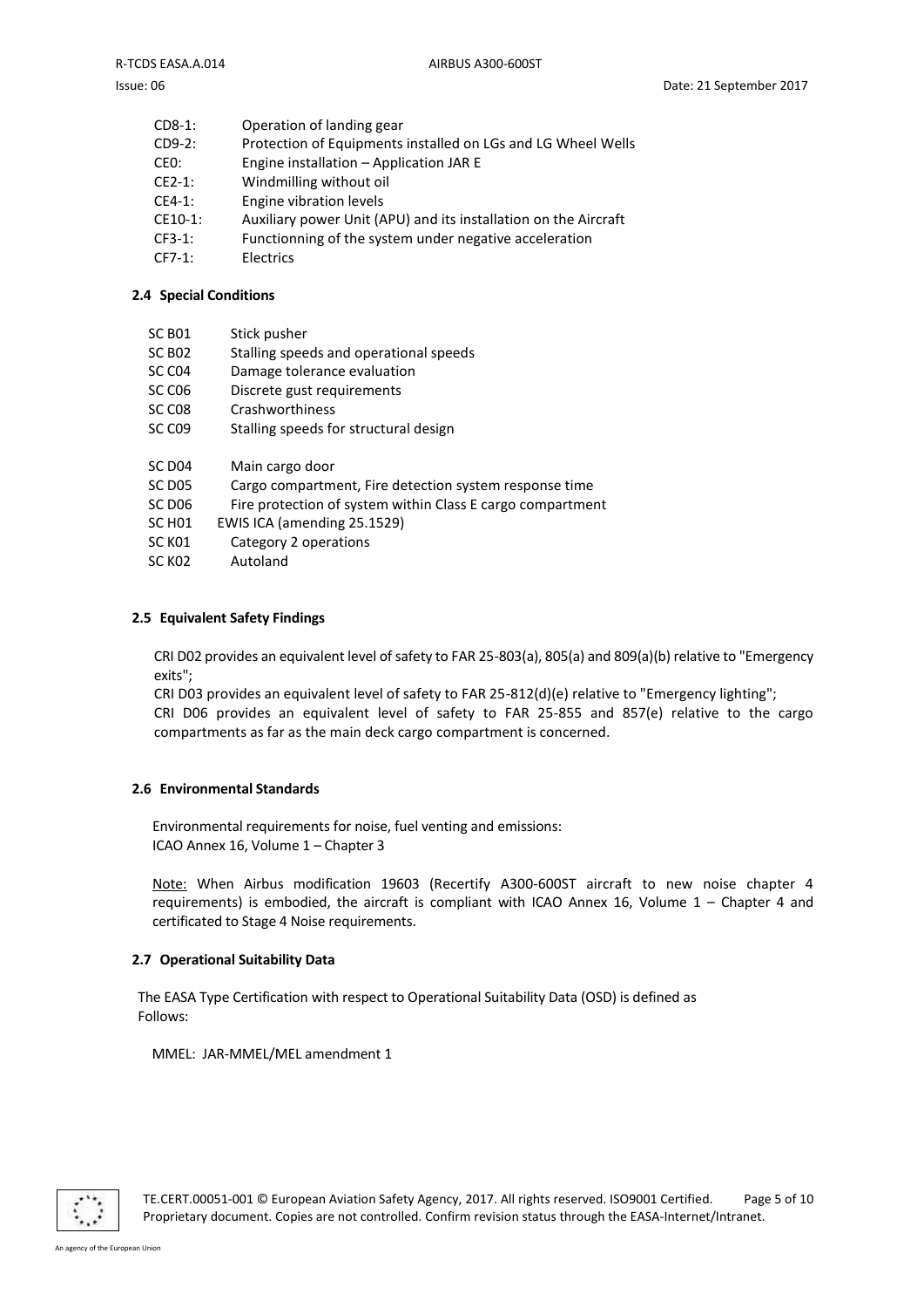| | |
|---|---|
| CD8-1: | Operation of landing gear |
| CD9-2: | Protection of Equipments installed on LGs and LG Wheel Wells |
| CE0: | Engine installation – Application JAR E |
| CE2-1: | Windmilling without oil |
| CE4-1: | Engine vibration levels |
| CE10-1: | Auxiliary power Unit (APU) and its installation on the Aircraft |
| CF3-1: | Functionning of the system under negative acceleration |
| CF7-1: | Electrics |

### 2.4 Special Conditions

| | |
|---|---|
| SC B01 | Stick pusher |
| SC B02 | Stalling speeds and operational speeds |
| SC C04 | Damage tolerance evaluation |
| SC C06 | Discrete gust requirements |
| SC C08 | Crashworthiness |
| SC C09 | Stalling speeds for structural design |
| SC D04 | Main cargo door |
| SC D05 | Cargo compartment, Fire detection system response time |
| SC D06 | Fire protection of system within Class E cargo compartment |
| SC H01 | EWIS ICA (amending 25.1529) |
| SC K01 | Category 2 operations |
| SC K02 | Autoland |

### 2.5 Equivalent Safety Findings

CRI D02 provides an equivalent level of safety to FAR 25-803(a), 805(a) and 809(a)(b) relative to "Emergency exits";
CRI D03 provides an equivalent level of safety to FAR 25-812(d)(e) relative to "Emergency lighting";
CRI D06 provides an equivalent level of safety to FAR 25-855 and 857(e) relative to the cargo compartments as far as the main deck cargo compartment is concerned.

### 2.6 Environmental Standards

Environmental requirements for noise, fuel venting and emissions:
ICAO Annex 16, Volume 1 – Chapter 3

Note: When Airbus modification 19603 (Recertify A300-600ST aircraft to new noise chapter 4 requirements) is embodied, the aircraft is compliant with ICAO Annex 16, Volume 1 – Chapter 4 and certificated to Stage 4 Noise requirements.

### 2.7 Operational Suitability Data

The EASA Type Certification with respect to Operational Suitability Data (OSD) is defined as Follows:

MMEL: JAR-MMEL/MEL amendment 1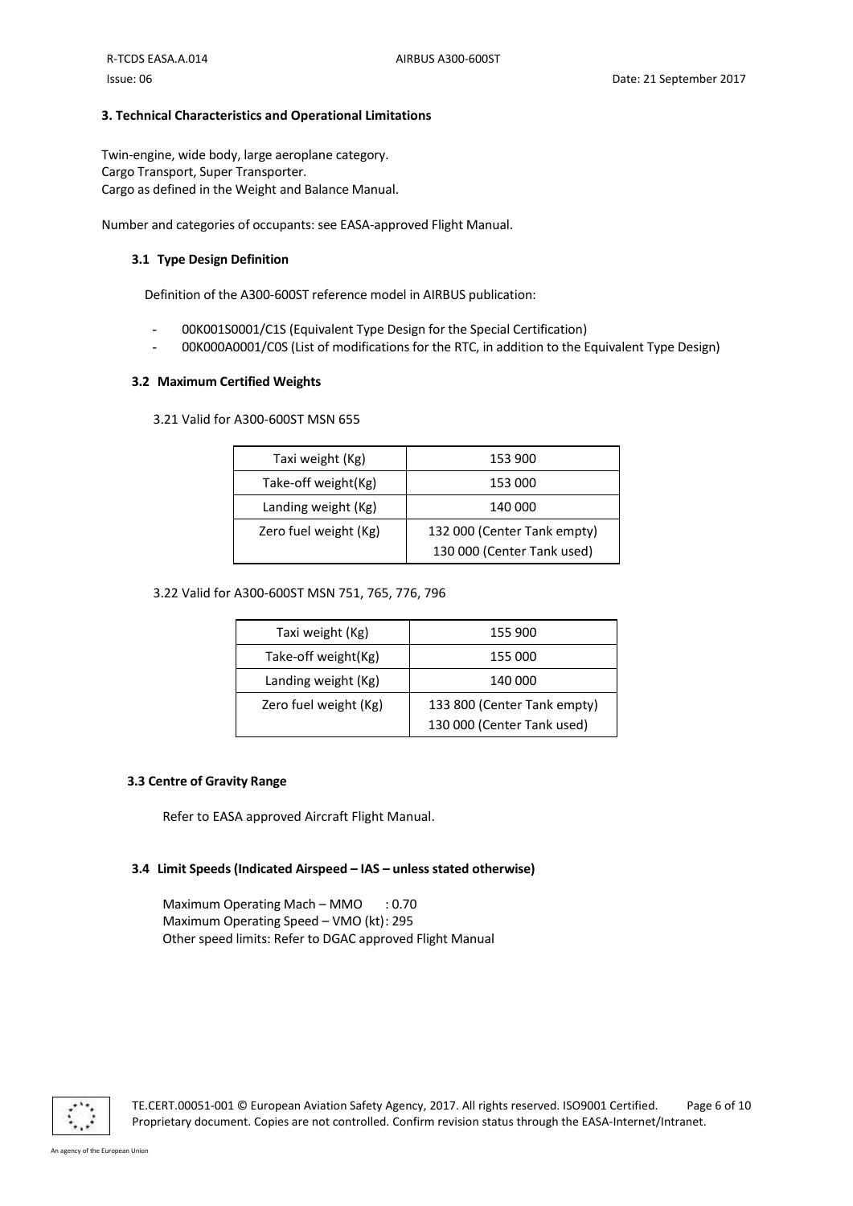### 3. Technical Characteristics and Operational Limitations

Twin-engine, wide body, large aeroplane category.
Cargo Transport, Super Transporter.
Cargo as defined in the Weight and Balance Manual.

Number and categories of occupants: see EASA-approved Flight Manual.

#### 3.1 Type Design Definition

Definition of the A300-600ST reference model in AIRBUS publication:

- 00K001S0001/C1S (Equivalent Type Design for the Special Certification)
- 00K000A0001/C0S (List of modifications for the RTC, in addition to the Equivalent Type Design)

#### 3.2 Maximum Certified Weights

3.21 Valid for A300-600ST MSN 655

| | |
|---|---|
| Taxi weight (Kg) | 153 900 |
| Take-off weight(Kg) | 153 000 |
| Landing weight (Kg) | 140 000 |
| Zero fuel weight (Kg) | 132 000 (Center Tank empty)<br>130 000 (Center Tank used) |

3.22 Valid for A300-600ST MSN 751, 765, 776, 796

| | |
|---|---|
| Taxi weight (Kg) | 155 900 |
| Take-off weight(Kg) | 155 000 |
| Landing weight (Kg) | 140 000 |
| Zero fuel weight (Kg) | 133 800 (Center Tank empty)<br>130 000 (Center Tank used) |

#### 3.3 Centre of Gravity Range

Refer to EASA approved Aircraft Flight Manual.

#### 3.4 Limit Speeds (Indicated Airspeed – IAS – unless stated otherwise)

Maximum Operating Mach – MMO : 0.70
Maximum Operating Speed – VMO (kt): 295
Other speed limits: Refer to DGAC approved Flight Manual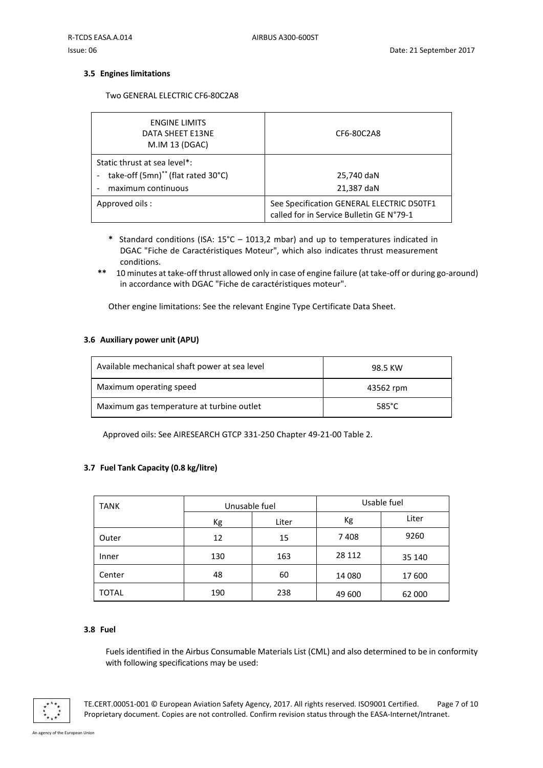### 3.5 Engines limitations

Two GENERAL ELECTRIC CF6-80C2A8

| ENGINE LIMITS DATA SHEET E13NE M.IM 13 (DGAC) | CF6-80C2A8 |
|---|---|
| Static thrust at sea level*:<br>- take-off (5mn)** (flat rated 30°C)<br>- maximum continuous | <br>25,740 daN<br>21,387 daN |
| Approved oils : | See Specification GENERAL ELECTRIC D50TF1 called for in Service Bulletin GE N°79-1 |

\* Standard conditions (ISA: 15°C – 1013,2 mbar) and up to temperatures indicated in DGAC "Fiche de Caractéristiques Moteur", which also indicates thrust measurement conditions.

** 10 minutes at take-off thrust allowed only in case of engine failure (at take-off or during go-around) in accordance with DGAC "Fiche de caractéristiques moteur".

Other engine limitations: See the relevant Engine Type Certificate Data Sheet.

### 3.6 Auxiliary power unit (APU)

| | |
|---|---|
| Available mechanical shaft power at sea level | 98.5 KW |
| Maximum operating speed | 43562 rpm |
| Maximum gas temperature at turbine outlet | 585°C |

Approved oils: See AIRESEARCH GTCP 331-250 Chapter 49-21-00 Table 2.

### 3.7 Fuel Tank Capacity (0.8 kg/litre)

| TANK | Unusable fuel | | Usable fuel | |
|---|---|---|---|---|
| | Kg | Liter | Kg | Liter |
| Outer | 12 | 15 | 7 408 | 9260 |
| Inner | 130 | 163 | 28 112 | 35 140 |
| Center | 48 | 60 | 14 080 | 17 600 |
| TOTAL | 190 | 238 | 49 600 | 62 000 |

### 3.8 Fuel

Fuels identified in the Airbus Consumable Materials List (CML) and also determined to be in conformity with following specifications may be used: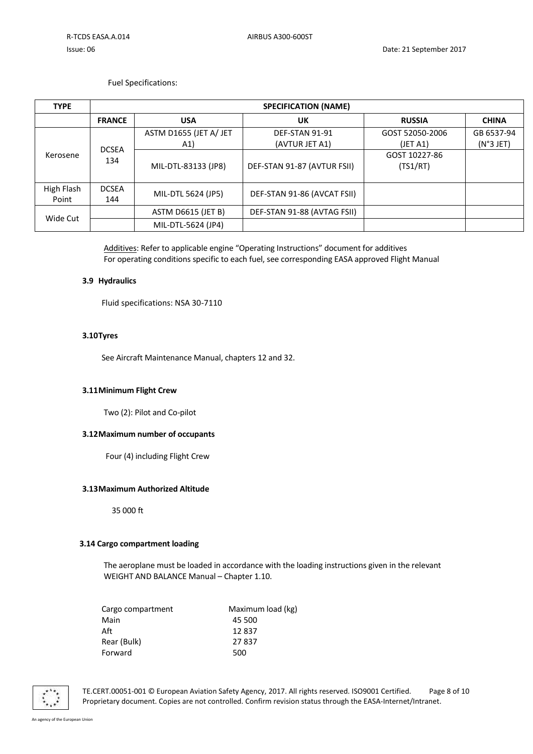Fuel Specifications:

| TYPE | SPECIFICATION (NAME) | | | | |
|---|---|---|---|---|---|
| | FRANCE | USA | UK | RUSSIA | CHINA |
| Kerosene | DCSEA 134 | ASTM D1655 (JET A/ JET A1) | DEF-STAN 91-91 (AVTUR JET A1) | GOST 52050-2006 (JET A1) | GB 6537-94 (N°3 JET) |
| | | MIL-DTL-83133 (JP8) | DEF-STAN 91-87 (AVTUR FSII) | GOST 10227-86 (TS1/RT) | |
| High Flash Point | DCSEA 144 | MIL-DTL 5624 (JP5) | DEF-STAN 91-86 (AVCAT FSII) | | |
| Wide Cut | | ASTM D6615 (JET B) | DEF-STAN 91-88 (AVTAG FSII) | | |
| | | MIL-DTL-5624 (JP4) | | | |

Additives: Refer to applicable engine "Operating Instructions" document for additives
For operating conditions specific to each fuel, see corresponding EASA approved Flight Manual

### 3.9 Hydraulics

Fluid specifications: NSA 30-7110

### 3.10 Tyres

See Aircraft Maintenance Manual, chapters 12 and 32.

### 3.11 Minimum Flight Crew

Two (2): Pilot and Co-pilot

### 3.12 Maximum number of occupants

Four (4) including Flight Crew

### 3.13 Maximum Authorized Altitude

35 000 ft

### 3.14 Cargo compartment loading

The aeroplane must be loaded in accordance with the loading instructions given in the relevant WEIGHT AND BALANCE Manual – Chapter 1.10.

| Cargo compartment | Maximum load (kg) |
|---|---|
| Main | 45 500 |
| Aft | 12 837 |
| Rear (Bulk) | 27 837 |
| Forward | 500 |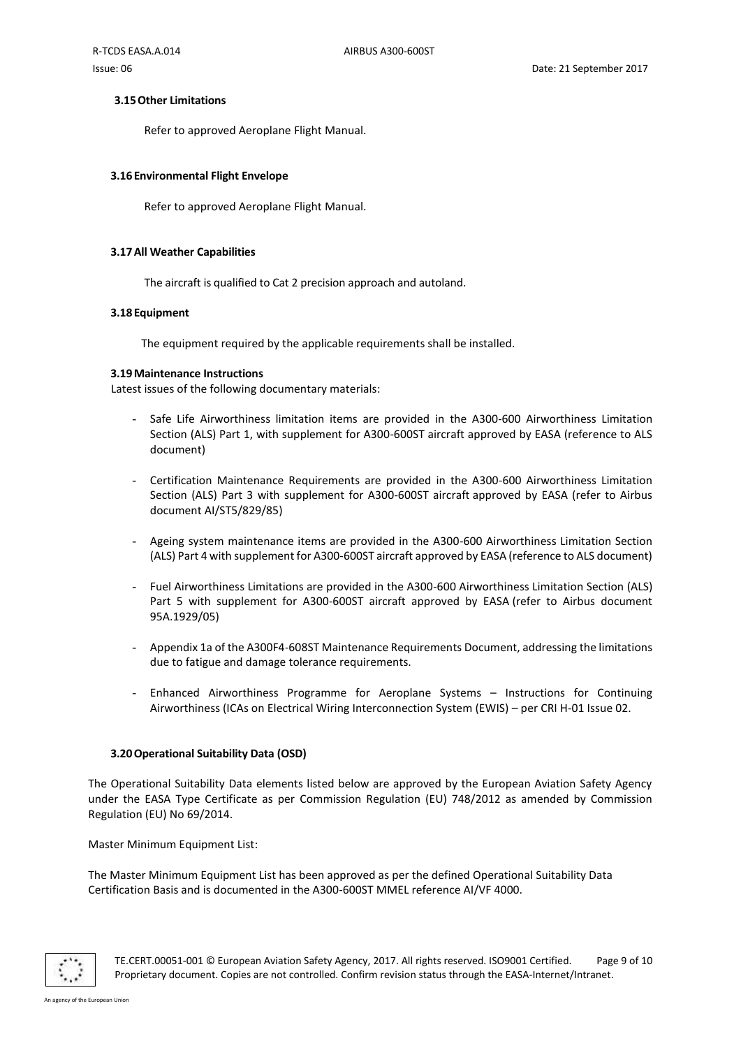### 3.15 Other Limitations

Refer to approved Aeroplane Flight Manual.

### 3.16 Environmental Flight Envelope

Refer to approved Aeroplane Flight Manual.

### 3.17 All Weather Capabilities

The aircraft is qualified to Cat 2 precision approach and autoland.

### 3.18 Equipment

The equipment required by the applicable requirements shall be installed.

### 3.19 Maintenance Instructions

Latest issues of the following documentary materials:

- Safe Life Airworthiness limitation items are provided in the A300-600 Airworthiness Limitation Section (ALS) Part 1, with supplement for A300-600ST aircraft approved by EASA (reference to ALS document)
- Certification Maintenance Requirements are provided in the A300-600 Airworthiness Limitation Section (ALS) Part 3 with supplement for A300-600ST aircraft approved by EASA (refer to Airbus document AI/ST5/829/85)
- Ageing system maintenance items are provided in the A300-600 Airworthiness Limitation Section (ALS) Part 4 with supplement for A300-600ST aircraft approved by EASA (reference to ALS document)
- Fuel Airworthiness Limitations are provided in the A300-600 Airworthiness Limitation Section (ALS) Part 5 with supplement for A300-600ST aircraft approved by EASA (refer to Airbus document 95A.1929/05)
- Appendix 1a of the A300F4-608ST Maintenance Requirements Document, addressing the limitations due to fatigue and damage tolerance requirements.
- Enhanced Airworthiness Programme for Aeroplane Systems – Instructions for Continuing Airworthiness (ICAs on Electrical Wiring Interconnection System (EWIS) – per CRI H-01 Issue 02.

### 3.20 Operational Suitability Data (OSD)

The Operational Suitability Data elements listed below are approved by the European Aviation Safety Agency under the EASA Type Certificate as per Commission Regulation (EU) 748/2012 as amended by Commission Regulation (EU) No 69/2014.

Master Minimum Equipment List:

The Master Minimum Equipment List has been approved as per the defined Operational Suitability Data Certification Basis and is documented in the A300-600ST MMEL reference AI/VF 4000.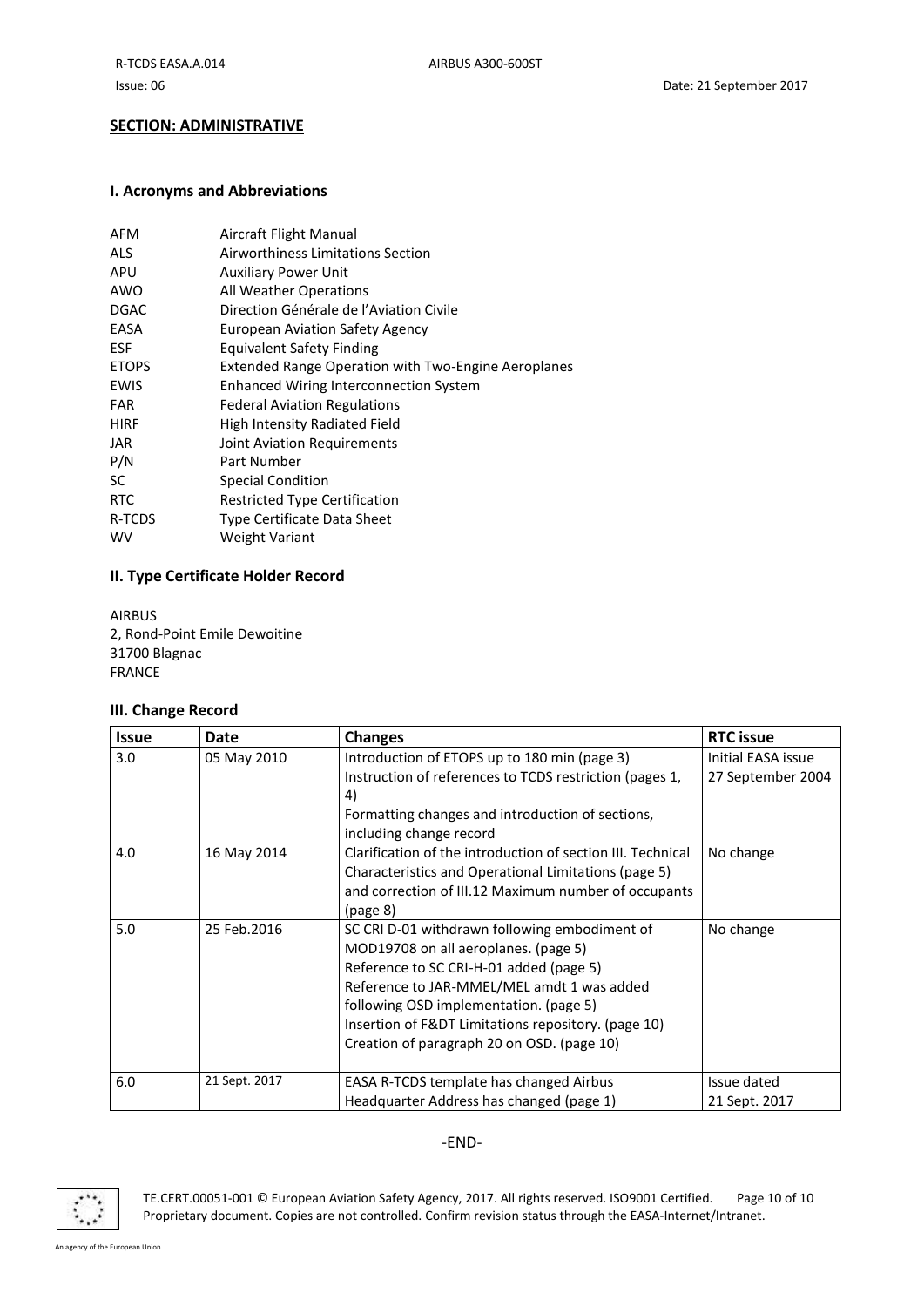**SECTION: ADMINISTRATIVE**

## I. Acronyms and Abbreviations

| | |
|---|---|
| AFM | Aircraft Flight Manual |
| ALS | Airworthiness Limitations Section |
| APU | Auxiliary Power Unit |
| AWO | All Weather Operations |
| DGAC | Direction Générale de l'Aviation Civile |
| EASA | European Aviation Safety Agency |
| ESF | Equivalent Safety Finding |
| ETOPS | Extended Range Operation with Two-Engine Aeroplanes |
| EWIS | Enhanced Wiring Interconnection System |
| FAR | Federal Aviation Regulations |
| HIRF | High Intensity Radiated Field |
| JAR | Joint Aviation Requirements |
| P/N | Part Number |
| SC | Special Condition |
| RTC | Restricted Type Certification |
| R-TCDS | Type Certificate Data Sheet |
| WV | Weight Variant |

## II. Type Certificate Holder Record

AIRBUS
2, Rond-Point Emile Dewoitine
31700 Blagnac
FRANCE

## III. Change Record

| Issue | Date | Changes | RTC issue |
|---|---|---|---|
| 3.0 | 05 May 2010 | Introduction of ETOPS up to 180 min (page 3)<br>Instruction of references to TCDS restriction (pages 1, 4)<br>Formatting changes and introduction of sections, including change record | Initial EASA issue 27 September 2004 |
| 4.0 | 16 May 2014 | Clarification of the introduction of section III. Technical Characteristics and Operational Limitations (page 5) and correction of III.12 Maximum number of occupants (page 8) | No change |
| 5.0 | 25 Feb.2016 | SC CRI D-01 withdrawn following embodiment of MOD19708 on all aeroplanes. (page 5)<br>Reference to SC CRI-H-01 added (page 5)<br>Reference to JAR-MMEL/MEL amdt 1 was added following OSD implementation. (page 5)<br>Insertion of F&DT Limitations repository. (page 10)<br>Creation of paragraph 20 on OSD. (page 10) | No change |
| 6.0 | 21 Sept. 2017 | EASA R-TCDS template has changed Airbus Headquarter Address has changed (page 1) | Issue dated 21 Sept. 2017 |

-END-